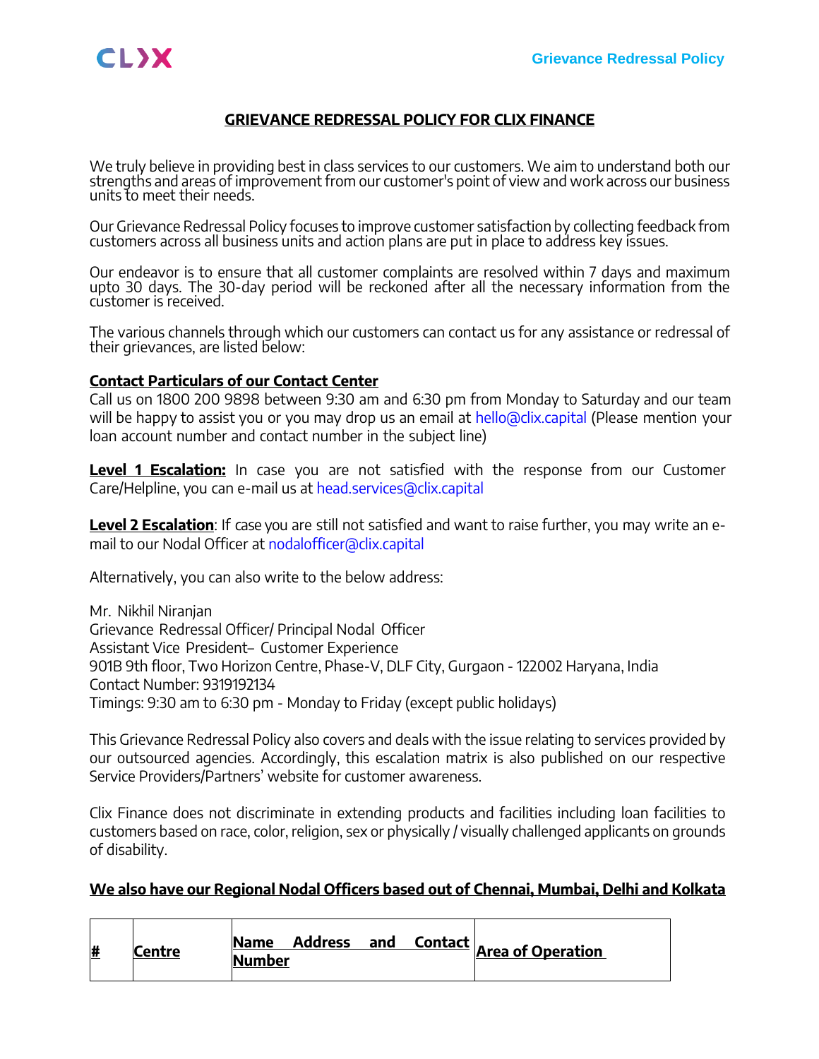# GRIEVANCE REDRESSAL POLICY FOR CLIX FINANCE

We truly believe in providing best in class services to our customers. We aim to understand both our strengths and areas of improvement from our customer's point of view and work across our business units to meet their needs.

Our Grievance Redressal Policy focuses to improve customer satisfaction by collecting feedback from customers across all business units and action plans are put in place to address key issues.

Our endeavor is to ensure that all customer complaints are resolved within 7 days and maximum upto 30 days. The 30-day period will be reckoned after all the necessary information from the customer is received.

The various channels through which our customers can contact us for any assistance or redressal of their grievances, are listed below:

**Contact Particulars of our Contact Center**

Call us on 1800 200 9898 between 9:30 am and 6:30 pm from Monday to Saturday and our team will be happy to assist you or you may drop us an email at hello@clix.capital (Please mention your loan account number and contact number in the subject line)

**Level 1 Escalation:** In case you are not satisfied with the response from our Customer Care/Helpline, you can e-mail us at head.services@clix.capital

**Level 2 Escalation**: If case you are still not satisfied and want to raise further, you may write an e-mail to our Nodal Officer at nodalofficer@clix.capital

Alternatively, you can also write to the below address:

Mr. Nikhil Niranjan
Grievance Redressal Officer/ Principal Nodal Officer
Assistant Vice President– Customer Experience
901B 9th floor, Two Horizon Centre, Phase-V, DLF City, Gurgaon - 122002 Haryana, India
Contact Number: 9319192134
Timings: 9:30 am to 6:30 pm - Monday to Friday (except public holidays)

This Grievance Redressal Policy also covers and deals with the issue relating to services provided by our outsourced agencies. Accordingly, this escalation matrix is also published on our respective Service Providers/Partners' website for customer awareness.

Clix Finance does not discriminate in extending products and facilities including loan facilities to customers based on race, color, religion, sex or physically / visually challenged applicants on grounds of disability.

**We also have our Regional Nodal Officers based out of Chennai, Mumbai, Delhi and Kolkata**

| # | Centre | Name Address and Contact Number | Area of Operation |
|---|---|---|---|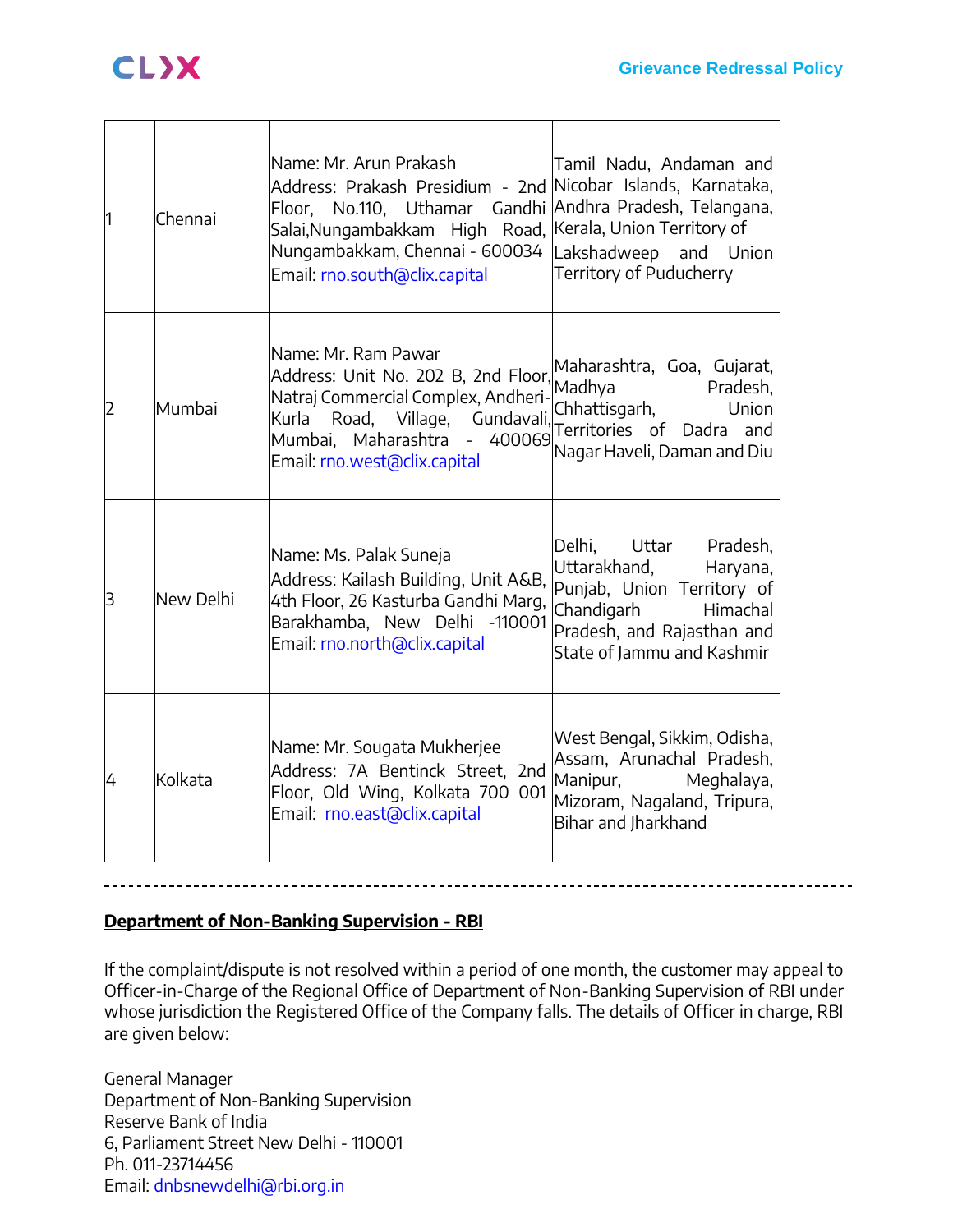| 1 | Chennai | Name: Mr. Arun Prakash<br>Address: Prakash Presidium - 2nd Floor, No.110, Uthamar Gandhi Salai,Nungambakkam High Road, Nungambakkam, Chennai - 600034<br>Email: rno.south@clix.capital | Tamil Nadu, Andaman and Nicobar Islands, Karnataka, Andhra Pradesh, Telangana, Kerala, Union Territory of Lakshadweep and Union Territory of Puducherry |
|---|---|---|---|
| 2 | Mumbai | Name: Mr. Ram Pawar<br>Address: Unit No. 202 B, 2nd Floor, Natraj Commercial Complex, Andheri-Kurla Road, Village, Gundavali, Mumbai, Maharashtra - 400069<br>Email: rno.west@clix.capital | Maharashtra, Goa, Gujarat, Madhya Pradesh, Chhattisgarh, Union Territories of Dadra and Nagar Haveli, Daman and Diu |
| 3 | New Delhi | Name: Ms. Palak Suneja<br>Address: Kailash Building, Unit A&B, 4th Floor, 26 Kasturba Gandhi Marg, Barakhamba, New Delhi -110001<br>Email: rno.north@clix.capital | Delhi, Uttar Pradesh, Uttarakhand, Haryana, Punjab, Union Territory of Chandigarh Himachal Pradesh, and Rajasthan and State of Jammu and Kashmir |
| 4 | Kolkata | Name: Mr. Sougata Mukherjee<br>Address: 7A Bentinck Street, 2nd Floor, Old Wing, Kolkata 700 001<br>Email: rno.east@clix.capital | West Bengal, Sikkim, Odisha, Assam, Arunachal Pradesh, Manipur, Meghalaya, Mizoram, Nagaland, Tripura, Bihar and Jharkhand |

---

**Department of Non-Banking Supervision - RBI**

If the complaint/dispute is not resolved within a period of one month, the customer may appeal to Officer-in-Charge of the Regional Office of Department of Non-Banking Supervision of RBI under whose jurisdiction the Registered Office of the Company falls. The details of Officer in charge, RBI are given below:

General Manager
Department of Non-Banking Supervision
Reserve Bank of India
6, Parliament Street New Delhi - 110001
Ph. 011-23714456
Email: dnbsnewdelhi@rbi.org.in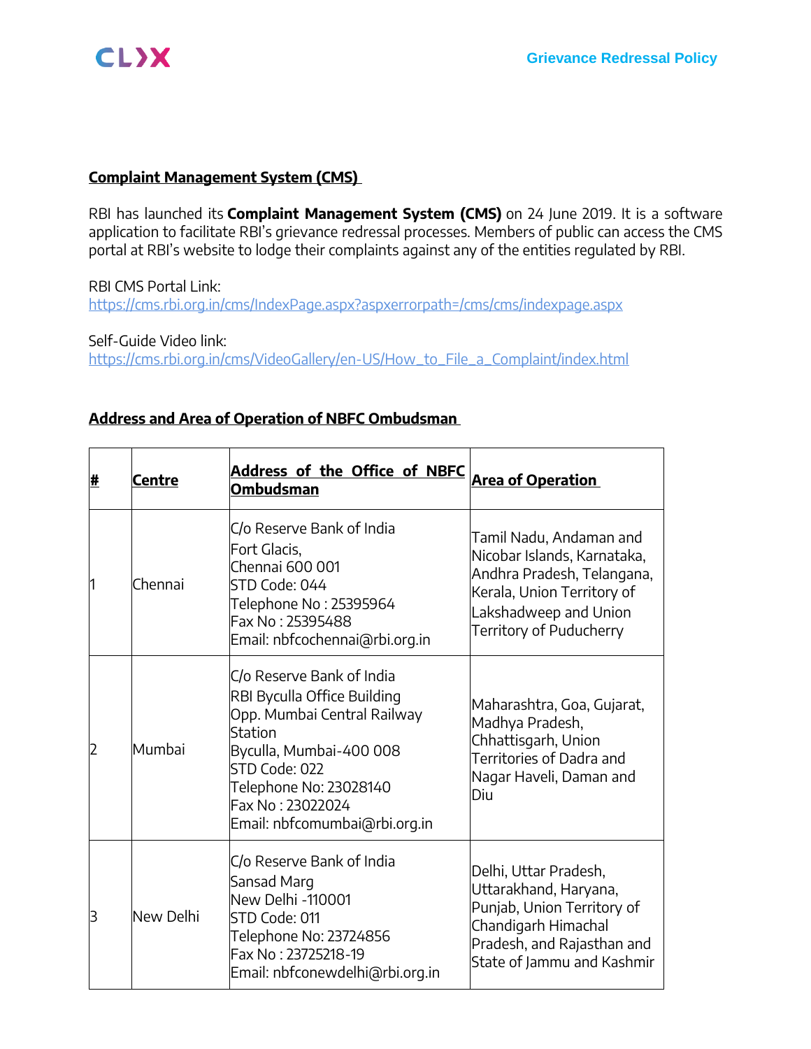## Complaint Management System (CMS)

RBI has launched its **Complaint Management System (CMS)** on 24 June 2019. It is a software application to facilitate RBI's grievance redressal processes. Members of public can access the CMS portal at RBI's website to lodge their complaints against any of the entities regulated by RBI.

RBI CMS Portal Link:
https://cms.rbi.org.in/cms/IndexPage.aspx?aspxerrorpath=/cms/cms/indexpage.aspx

Self-Guide Video link:
https://cms.rbi.org.in/cms/VideoGallery/en-US/How_to_File_a_Complaint/index.html

## Address and Area of Operation of NBFC Ombudsman

| # | Centre | Address of the Office of NBFC Ombudsman | Area of Operation |
|---|---|---|---|
| 1 | Chennai | C/o Reserve Bank of India<br>Fort Glacis,<br>Chennai 600 001<br>STD Code: 044<br>Telephone No : 25395964<br>Fax No : 25395488<br>Email: nbfcochennai@rbi.org.in | Tamil Nadu, Andaman and Nicobar Islands, Karnataka, Andhra Pradesh, Telangana, Kerala, Union Territory of Lakshadweep and Union Territory of Puducherry |
| 2 | Mumbai | C/o Reserve Bank of India<br>RBI Byculla Office Building<br>Opp. Mumbai Central Railway Station<br>Byculla, Mumbai-400 008<br>STD Code: 022<br>Telephone No: 23028140<br>Fax No : 23022024<br>Email: nbfcomumbai@rbi.org.in | Maharashtra, Goa, Gujarat, Madhya Pradesh, Chhattisgarh, Union Territories of Dadra and Nagar Haveli, Daman and Diu |
| 3 | New Delhi | C/o Reserve Bank of India<br>Sansad Marg<br>New Delhi -110001<br>STD Code: 011<br>Telephone No: 23724856<br>Fax No : 23725218-19<br>Email: nbfconewdelhi@rbi.org.in | Delhi, Uttar Pradesh, Uttarakhand, Haryana, Punjab, Union Territory of Chandigarh Himachal Pradesh, and Rajasthan and State of Jammu and Kashmir |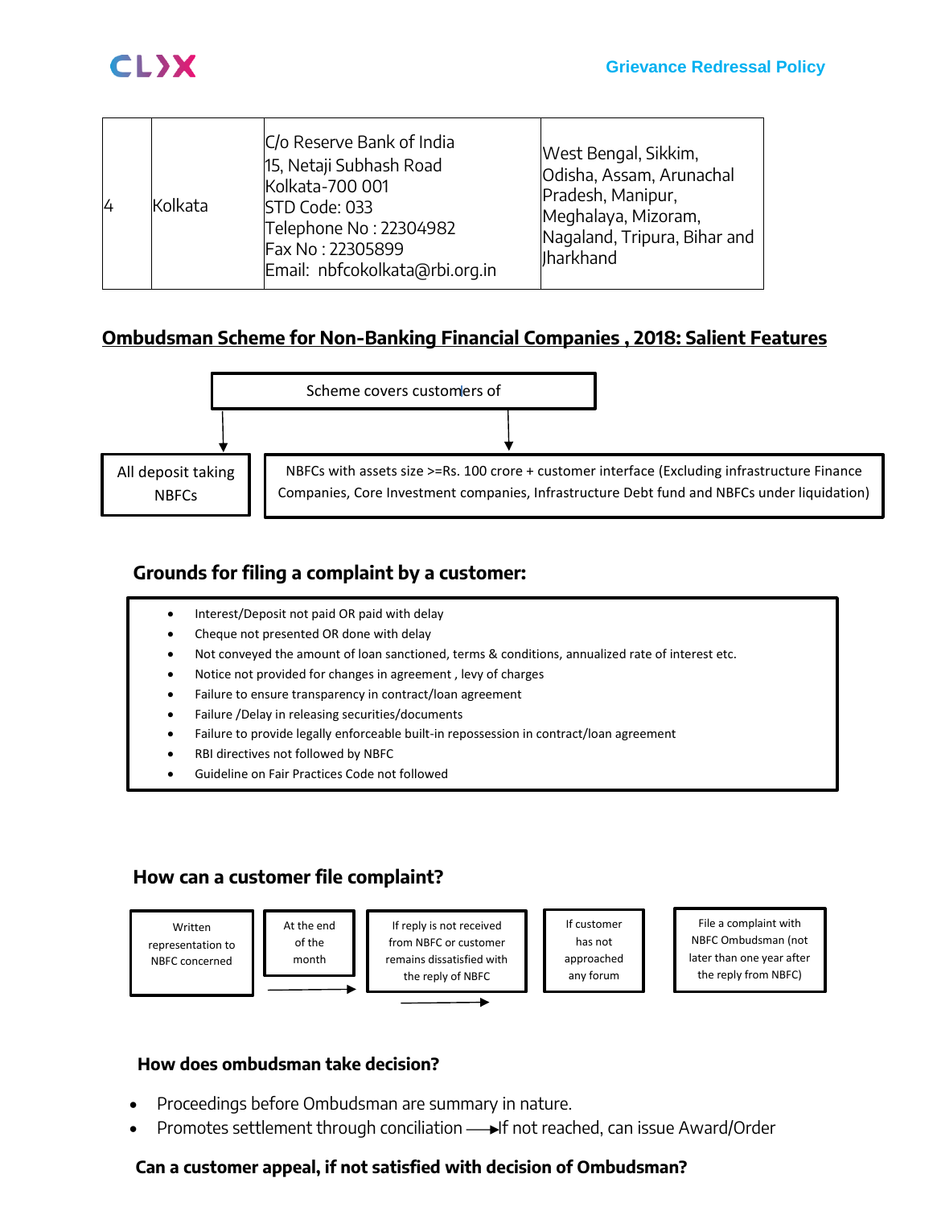| 4 | Kolkata | C/o Reserve Bank of India<br>15, Netaji Subhash Road<br>Kolkata-700 001<br>STD Code: 033<br>Telephone No : 22304982<br>Fax No : 22305899<br>Email: nbfcokolkata@rbi.org.in | West Bengal, Sikkim, Odisha, Assam, Arunachal Pradesh, Manipur, Meghalaya, Mizoram, Nagaland, Tripura, Bihar and Jharkhand |
|---|---|---|---|

## Ombudsman Scheme for Non-Banking Financial Companies , 2018: Salient Features

Scheme covers customers of

- All deposit taking NBFCs
- NBFCs with assets size >=Rs. 100 crore + customer interface (Excluding infrastructure Finance Companies, Core Investment companies, Infrastructure Debt fund and NBFCs under liquidation)

### Grounds for filing a complaint by a customer:

- Interest/Deposit not paid OR paid with delay
- Cheque not presented OR done with delay
- Not conveyed the amount of loan sanctioned, terms & conditions, annualized rate of interest etc.
- Notice not provided for changes in agreement , levy of charges
- Failure to ensure transparency in contract/loan agreement
- Failure /Delay in releasing securities/documents
- Failure to provide legally enforceable built-in repossession in contract/loan agreement
- RBI directives not followed by NBFC
- Guideline on Fair Practices Code not followed

### How can a customer file complaint?

Written representation to NBFC concerned → At the end of the month → If reply is not received from NBFC or customer remains dissatisfied with the reply of NBFC → If customer has not approached any forum → File a complaint with NBFC Ombudsman (not later than one year after the reply from NBFC)

### How does ombudsman take decision?

- Proceedings before Ombudsman are summary in nature.
- Promotes settlement through conciliation → If not reached, can issue Award/Order

### Can a customer appeal, if not satisfied with decision of Ombudsman?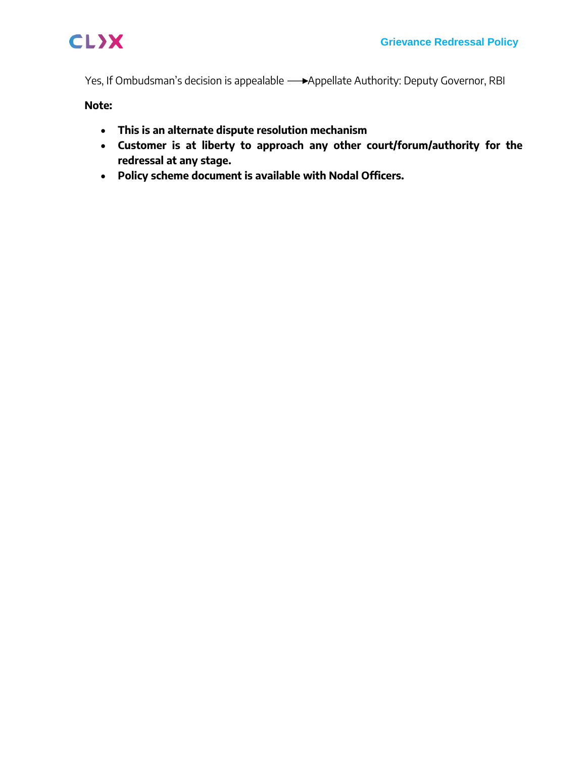Yes, If Ombudsman's decision is appealable ⟶ Appellate Authority: Deputy Governor, RBI

**Note:**

- **This is an alternate dispute resolution mechanism**
- **Customer is at liberty to approach any other court/forum/authority for the redressal at any stage.**
- **Policy scheme document is available with Nodal Officers.**